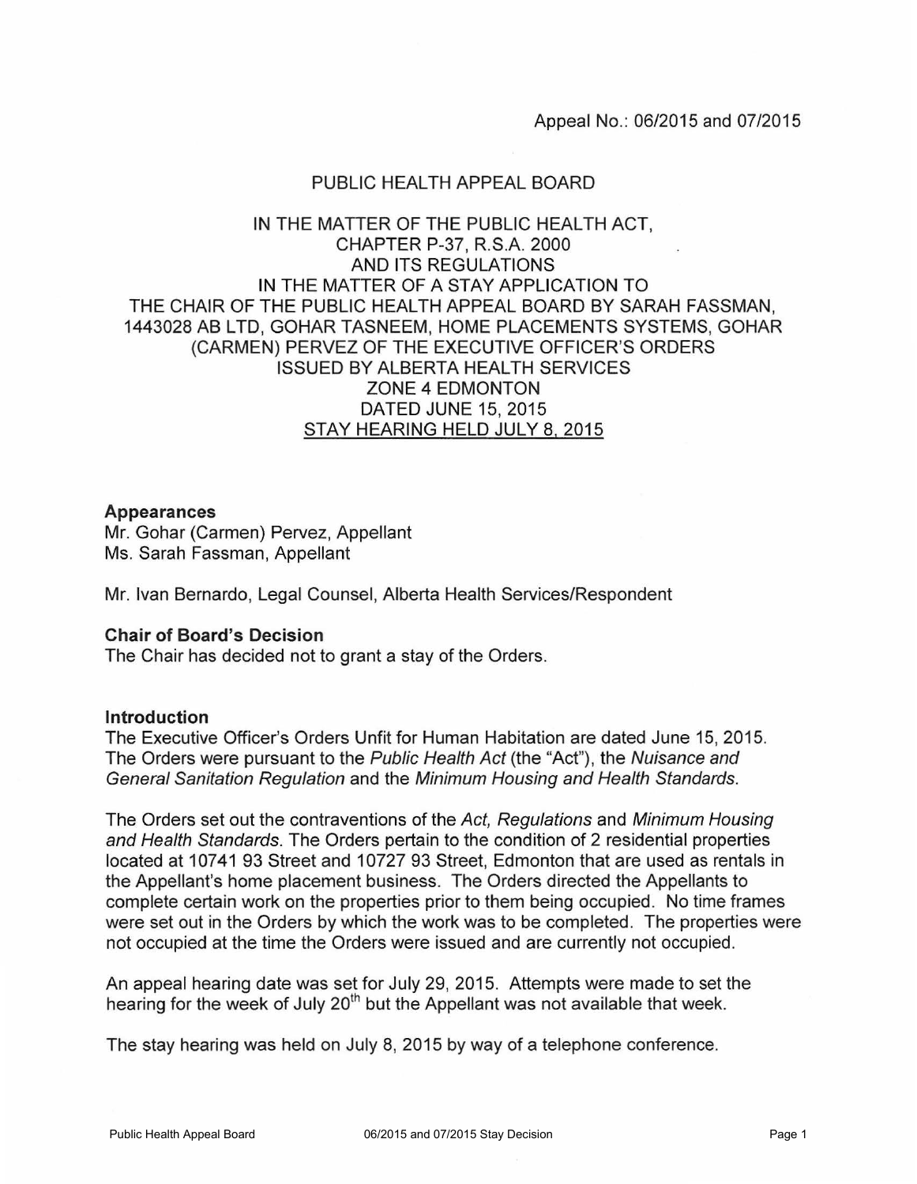Appeal No.: 06/2015 and 07/2015

PUBLIC HEALTH APPEAL BOARD

IN THE MATTER OF THE PUBLIC HEALTH ACT,
CHAPTER P-37, R.S.A. 2000
AND ITS REGULATIONS
IN THE MATTER OF A STAY APPLICATION TO
THE CHAIR OF THE PUBLIC HEALTH APPEAL BOARD BY SARAH FASSMAN,
1443028 AB LTD, GOHAR TASNEEM, HOME PLACEMENTS SYSTEMS, GOHAR
(CARMEN) PERVEZ OF THE EXECUTIVE OFFICER'S ORDERS
ISSUED BY ALBERTA HEALTH SERVICES
ZONE 4 EDMONTON
DATED JUNE 15, 2015
STAY HEARING HELD JULY 8, 2015

**Appearances**

Mr. Gohar (Carmen) Pervez, Appellant
Ms. Sarah Fassman, Appellant

Mr. Ivan Bernardo, Legal Counsel, Alberta Health Services/Respondent

**Chair of Board's Decision**

The Chair has decided not to grant a stay of the Orders.

**Introduction**

The Executive Officer's Orders Unfit for Human Habitation are dated June 15, 2015. The Orders were pursuant to the *Public Health Act* (the "Act"), the *Nuisance and General Sanitation Regulation* and the *Minimum Housing and Health Standards*.

The Orders set out the contraventions of the *Act, Regulations* and *Minimum Housing and Health Standards*. The Orders pertain to the condition of 2 residential properties located at 10741 93 Street and 10727 93 Street, Edmonton that are used as rentals in the Appellant's home placement business. The Orders directed the Appellants to complete certain work on the properties prior to them being occupied. No time frames were set out in the Orders by which the work was to be completed. The properties were not occupied at the time the Orders were issued and are currently not occupied.

An appeal hearing date was set for July 29, 2015. Attempts were made to set the hearing for the week of July 20th but the Appellant was not available that week.

The stay hearing was held on July 8, 2015 by way of a telephone conference.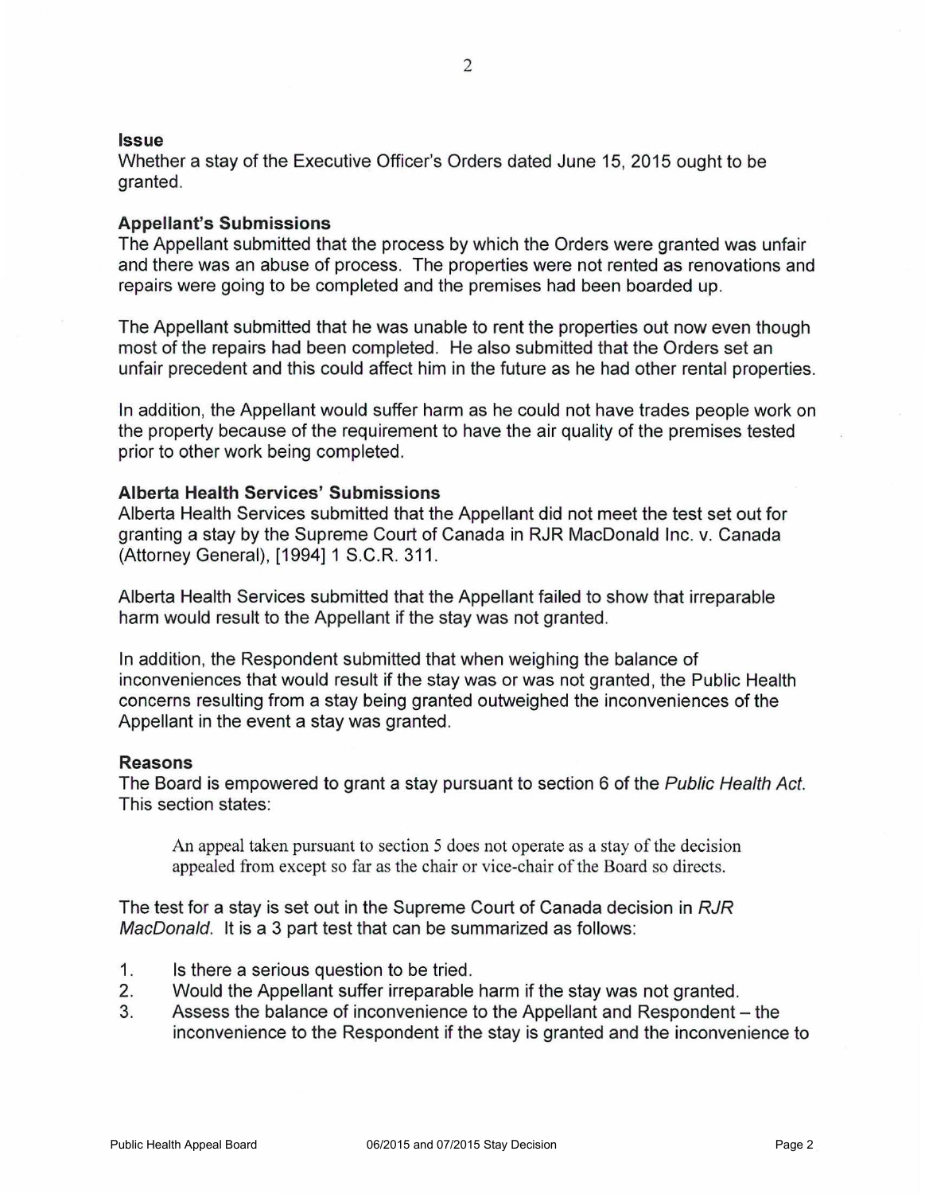### Issue

Whether a stay of the Executive Officer's Orders dated June 15, 2015 ought to be granted.

### Appellant's Submissions

The Appellant submitted that the process by which the Orders were granted was unfair and there was an abuse of process. The properties were not rented as renovations and repairs were going to be completed and the premises had been boarded up.

The Appellant submitted that he was unable to rent the properties out now even though most of the repairs had been completed. He also submitted that the Orders set an unfair precedent and this could affect him in the future as he had other rental properties.

In addition, the Appellant would suffer harm as he could not have trades people work on the property because of the requirement to have the air quality of the premises tested prior to other work being completed.

### Alberta Health Services' Submissions

Alberta Health Services submitted that the Appellant did not meet the test set out for granting a stay by the Supreme Court of Canada in RJR MacDonald Inc. v. Canada (Attorney General), [1994] 1 S.C.R. 311.

Alberta Health Services submitted that the Appellant failed to show that irreparable harm would result to the Appellant if the stay was not granted.

In addition, the Respondent submitted that when weighing the balance of inconveniences that would result if the stay was or was not granted, the Public Health concerns resulting from a stay being granted outweighed the inconveniences of the Appellant in the event a stay was granted.

### Reasons

The Board is empowered to grant a stay pursuant to section 6 of the *Public Health Act*. This section states:

> An appeal taken pursuant to section 5 does not operate as a stay of the decision appealed from except so far as the chair or vice-chair of the Board so directs.

The test for a stay is set out in the Supreme Court of Canada decision in *RJR MacDonald*. It is a 3 part test that can be summarized as follows:

1. Is there a serious question to be tried.
2. Would the Appellant suffer irreparable harm if the stay was not granted.
3. Assess the balance of inconvenience to the Appellant and Respondent – the inconvenience to the Respondent if the stay is granted and the inconvenience to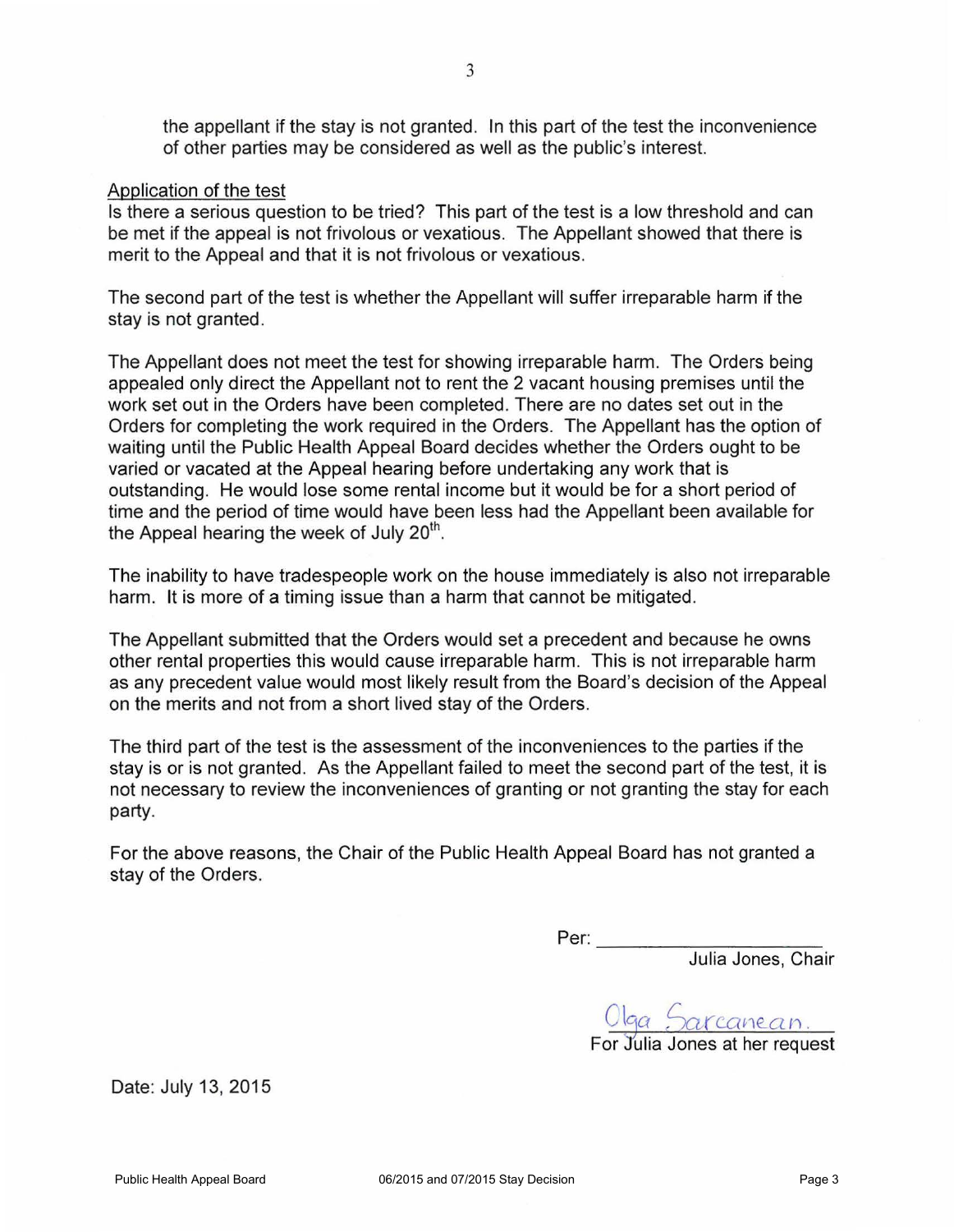the appellant if the stay is not granted. In this part of the test the inconvenience of other parties may be considered as well as the public's interest.

Application of the test

Is there a serious question to be tried? This part of the test is a low threshold and can be met if the appeal is not frivolous or vexatious. The Appellant showed that there is merit to the Appeal and that it is not frivolous or vexatious.

The second part of the test is whether the Appellant will suffer irreparable harm if the stay is not granted.

The Appellant does not meet the test for showing irreparable harm. The Orders being appealed only direct the Appellant not to rent the 2 vacant housing premises until the work set out in the Orders have been completed. There are no dates set out in the Orders for completing the work required in the Orders. The Appellant has the option of waiting until the Public Health Appeal Board decides whether the Orders ought to be varied or vacated at the Appeal hearing before undertaking any work that is outstanding. He would lose some rental income but it would be for a short period of time and the period of time would have been less had the Appellant been available for the Appeal hearing the week of July 20th.

The inability to have tradespeople work on the house immediately is also not irreparable harm. It is more of a timing issue than a harm that cannot be mitigated.

The Appellant submitted that the Orders would set a precedent and because he owns other rental properties this would cause irreparable harm. This is not irreparable harm as any precedent value would most likely result from the Board's decision of the Appeal on the merits and not from a short lived stay of the Orders.

The third part of the test is the assessment of the inconveniences to the parties if the stay is or is not granted. As the Appellant failed to meet the second part of the test, it is not necessary to review the inconveniences of granting or not granting the stay for each party.

For the above reasons, the Chair of the Public Health Appeal Board has not granted a stay of the Orders.

Per: ______________________

Julia Jones, Chair

Olga Sarcanean.

For Julia Jones at her request

Date: July 13, 2015